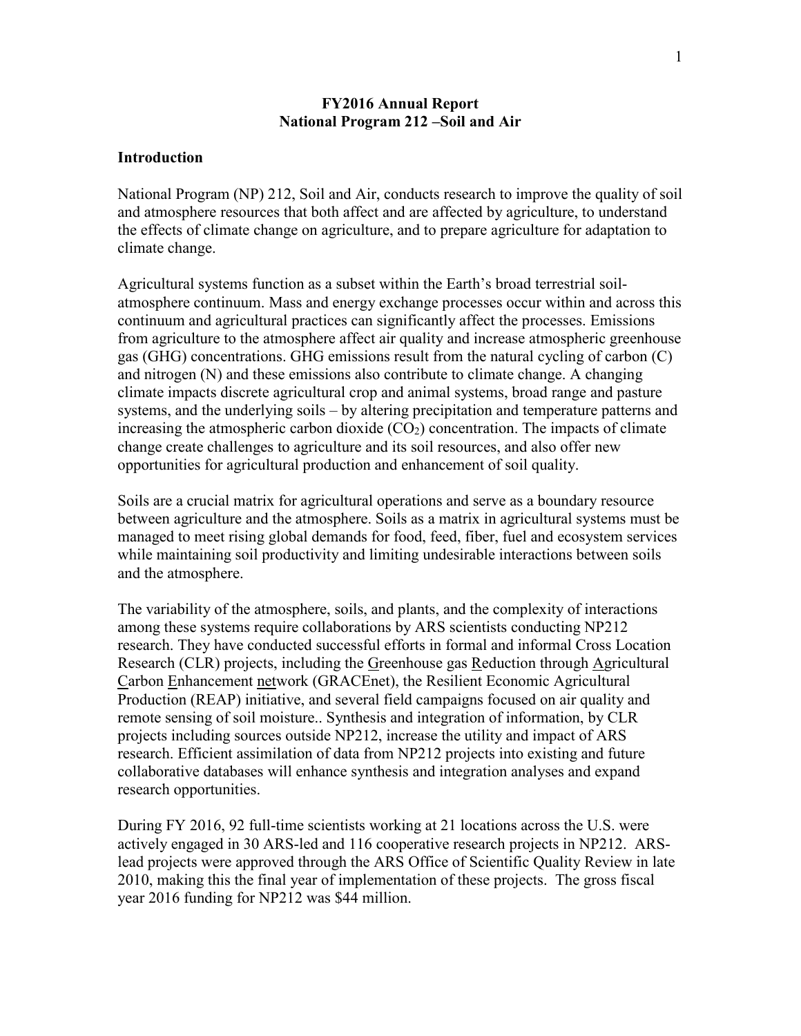# FY2016 Annual Report
# National Program 212 –Soil and Air

## Introduction

National Program (NP) 212, Soil and Air, conducts research to improve the quality of soil and atmosphere resources that both affect and are affected by agriculture, to understand the effects of climate change on agriculture, and to prepare agriculture for adaptation to climate change.

Agricultural systems function as a subset within the Earth's broad terrestrial soil-atmosphere continuum. Mass and energy exchange processes occur within and across this continuum and agricultural practices can significantly affect the processes. Emissions from agriculture to the atmosphere affect air quality and increase atmospheric greenhouse gas (GHG) concentrations. GHG emissions result from the natural cycling of carbon (C) and nitrogen (N) and these emissions also contribute to climate change. A changing climate impacts discrete agricultural crop and animal systems, broad range and pasture systems, and the underlying soils – by altering precipitation and temperature patterns and increasing the atmospheric carbon dioxide ($CO_2$) concentration. The impacts of climate change create challenges to agriculture and its soil resources, and also offer new opportunities for agricultural production and enhancement of soil quality.

Soils are a crucial matrix for agricultural operations and serve as a boundary resource between agriculture and the atmosphere. Soils as a matrix in agricultural systems must be managed to meet rising global demands for food, feed, fiber, fuel and ecosystem services while maintaining soil productivity and limiting undesirable interactions between soils and the atmosphere.

The variability of the atmosphere, soils, and plants, and the complexity of interactions among these systems require collaborations by ARS scientists conducting NP212 research. They have conducted successful efforts in formal and informal Cross Location Research (CLR) projects, including the Greenhouse gas Reduction through Agricultural Carbon Enhancement network (GRACEnet), the Resilient Economic Agricultural Production (REAP) initiative, and several field campaigns focused on air quality and remote sensing of soil moisture.. Synthesis and integration of information, by CLR projects including sources outside NP212, increase the utility and impact of ARS research. Efficient assimilation of data from NP212 projects into existing and future collaborative databases will enhance synthesis and integration analyses and expand research opportunities.

During FY 2016, 92 full-time scientists working at 21 locations across the U.S. were actively engaged in 30 ARS-led and 116 cooperative research projects in NP212. ARS-lead projects were approved through the ARS Office of Scientific Quality Review in late 2010, making this the final year of implementation of these projects. The gross fiscal year 2016 funding for NP212 was $44 million.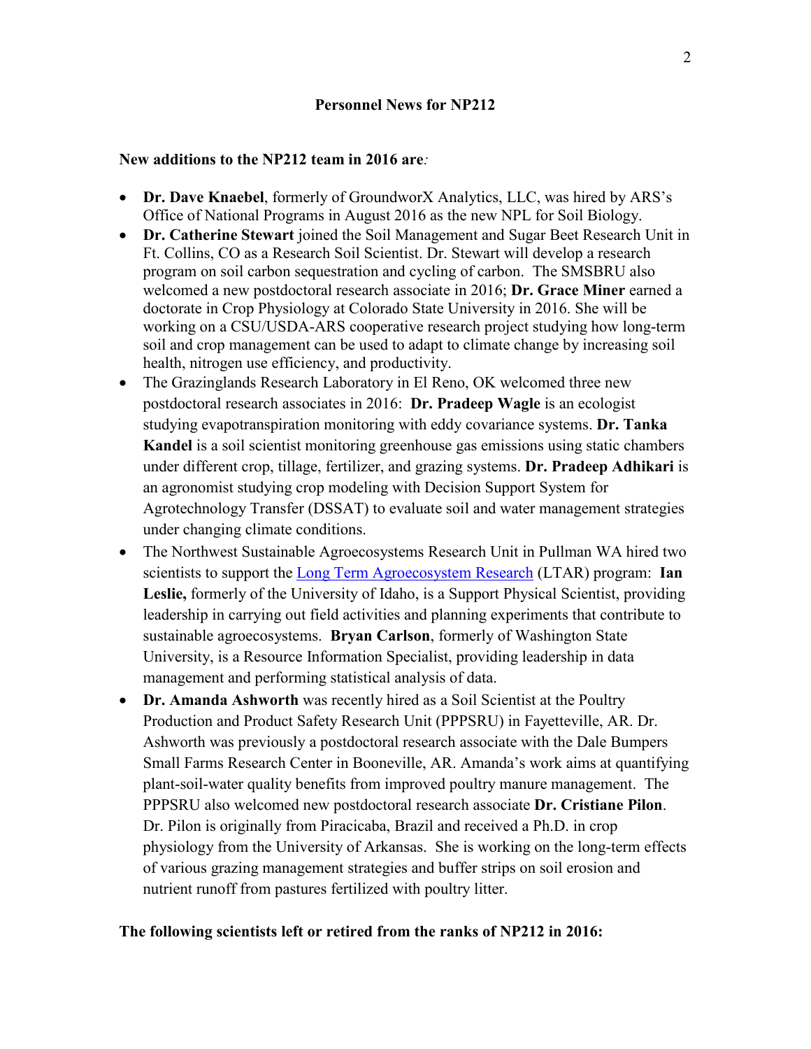## Personnel News for NP212

**New additions to the NP212 team in 2016 are***:*

- **Dr. Dave Knaebel**, formerly of GroundworX Analytics, LLC, was hired by ARS's Office of National Programs in August 2016 as the new NPL for Soil Biology.
- **Dr. Catherine Stewart** joined the Soil Management and Sugar Beet Research Unit in Ft. Collins, CO as a Research Soil Scientist. Dr. Stewart will develop a research program on soil carbon sequestration and cycling of carbon. The SMSBRU also welcomed a new postdoctoral research associate in 2016; **Dr. Grace Miner** earned a doctorate in Crop Physiology at Colorado State University in 2016. She will be working on a CSU/USDA-ARS cooperative research project studying how long-term soil and crop management can be used to adapt to climate change by increasing soil health, nitrogen use efficiency, and productivity.
- The Grazinglands Research Laboratory in El Reno, OK welcomed three new postdoctoral research associates in 2016: **Dr. Pradeep Wagle** is an ecologist studying evapotranspiration monitoring with eddy covariance systems. **Dr. Tanka Kandel** is a soil scientist monitoring greenhouse gas emissions using static chambers under different crop, tillage, fertilizer, and grazing systems. **Dr. Pradeep Adhikari** is an agronomist studying crop modeling with Decision Support System for Agrotechnology Transfer (DSSAT) to evaluate soil and water management strategies under changing climate conditions.
- The Northwest Sustainable Agroecosystems Research Unit in Pullman WA hired two scientists to support the Long Term Agroecosystem Research (LTAR) program: **Ian Leslie,** formerly of the University of Idaho, is a Support Physical Scientist, providing leadership in carrying out field activities and planning experiments that contribute to sustainable agroecosystems. **Bryan Carlson**, formerly of Washington State University, is a Resource Information Specialist, providing leadership in data management and performing statistical analysis of data.
- **Dr. Amanda Ashworth** was recently hired as a Soil Scientist at the Poultry Production and Product Safety Research Unit (PPPSRU) in Fayetteville, AR. Dr. Ashworth was previously a postdoctoral research associate with the Dale Bumpers Small Farms Research Center in Booneville, AR. Amanda's work aims at quantifying plant-soil-water quality benefits from improved poultry manure management. The PPPSRU also welcomed new postdoctoral research associate **Dr. Cristiane Pilon**. Dr. Pilon is originally from Piracicaba, Brazil and received a Ph.D. in crop physiology from the University of Arkansas. She is working on the long-term effects of various grazing management strategies and buffer strips on soil erosion and nutrient runoff from pastures fertilized with poultry litter.

**The following scientists left or retired from the ranks of NP212 in 2016:**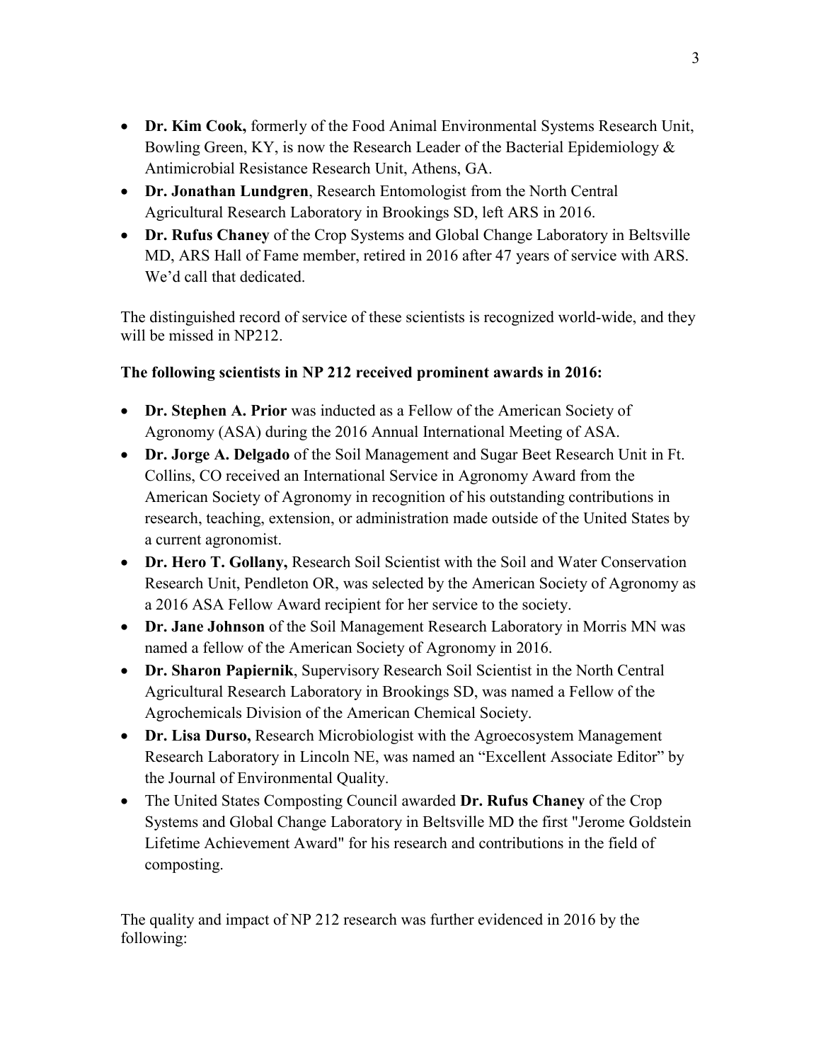- **Dr. Kim Cook,** formerly of the Food Animal Environmental Systems Research Unit, Bowling Green, KY, is now the Research Leader of the Bacterial Epidemiology & Antimicrobial Resistance Research Unit, Athens, GA.
- **Dr. Jonathan Lundgren**, Research Entomologist from the North Central Agricultural Research Laboratory in Brookings SD, left ARS in 2016.
- **Dr. Rufus Chaney** of the Crop Systems and Global Change Laboratory in Beltsville MD, ARS Hall of Fame member, retired in 2016 after 47 years of service with ARS. We'd call that dedicated.

The distinguished record of service of these scientists is recognized world-wide, and they will be missed in NP212.

**The following scientists in NP 212 received prominent awards in 2016:**

- **Dr. Stephen A. Prior** was inducted as a Fellow of the American Society of Agronomy (ASA) during the 2016 Annual International Meeting of ASA.
- **Dr. Jorge A. Delgado** of the Soil Management and Sugar Beet Research Unit in Ft. Collins, CO received an International Service in Agronomy Award from the American Society of Agronomy in recognition of his outstanding contributions in research, teaching, extension, or administration made outside of the United States by a current agronomist.
- **Dr. Hero T. Gollany,** Research Soil Scientist with the Soil and Water Conservation Research Unit, Pendleton OR, was selected by the American Society of Agronomy as a 2016 ASA Fellow Award recipient for her service to the society.
- **Dr. Jane Johnson** of the Soil Management Research Laboratory in Morris MN was named a fellow of the American Society of Agronomy in 2016.
- **Dr. Sharon Papiernik**, Supervisory Research Soil Scientist in the North Central Agricultural Research Laboratory in Brookings SD, was named a Fellow of the Agrochemicals Division of the American Chemical Society.
- **Dr. Lisa Durso,** Research Microbiologist with the Agroecosystem Management Research Laboratory in Lincoln NE, was named an "Excellent Associate Editor" by the Journal of Environmental Quality.
- The United States Composting Council awarded **Dr. Rufus Chaney** of the Crop Systems and Global Change Laboratory in Beltsville MD the first "Jerome Goldstein Lifetime Achievement Award" for his research and contributions in the field of composting.

The quality and impact of NP 212 research was further evidenced in 2016 by the following: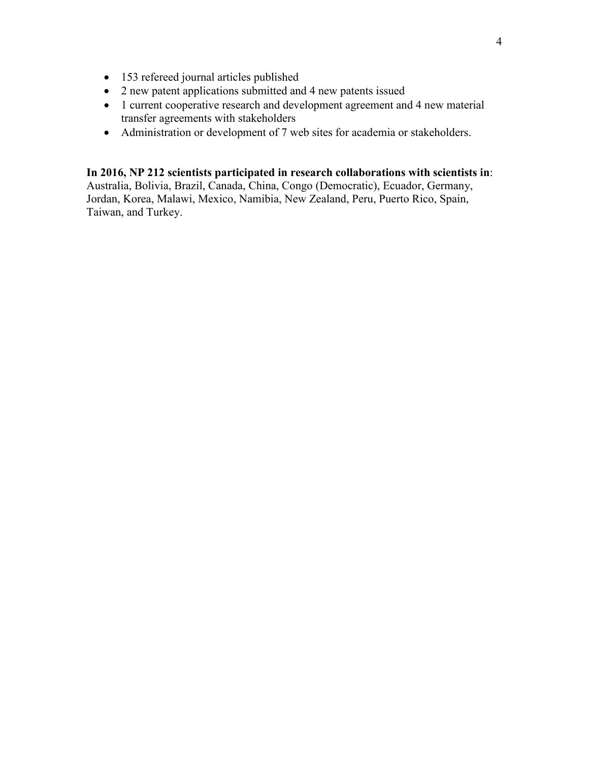- 153 refereed journal articles published
- 2 new patent applications submitted and 4 new patents issued
- 1 current cooperative research and development agreement and 4 new material transfer agreements with stakeholders
- Administration or development of 7 web sites for academia or stakeholders.

**In 2016, NP 212 scientists participated in research collaborations with scientists in**: Australia, Bolivia, Brazil, Canada, China, Congo (Democratic), Ecuador, Germany, Jordan, Korea, Malawi, Mexico, Namibia, New Zealand, Peru, Puerto Rico, Spain, Taiwan, and Turkey.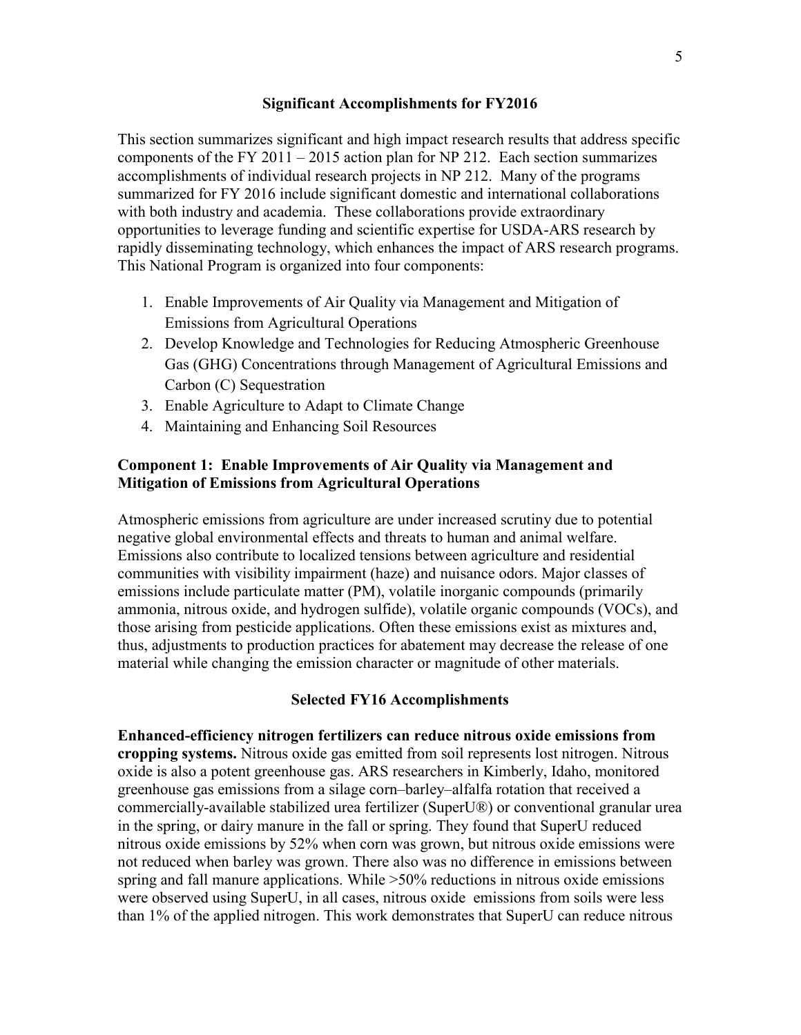## Significant Accomplishments for FY2016

This section summarizes significant and high impact research results that address specific components of the FY 2011 – 2015 action plan for NP 212. Each section summarizes accomplishments of individual research projects in NP 212. Many of the programs summarized for FY 2016 include significant domestic and international collaborations with both industry and academia. These collaborations provide extraordinary opportunities to leverage funding and scientific expertise for USDA-ARS research by rapidly disseminating technology, which enhances the impact of ARS research programs. This National Program is organized into four components:

1. Enable Improvements of Air Quality via Management and Mitigation of Emissions from Agricultural Operations
2. Develop Knowledge and Technologies for Reducing Atmospheric Greenhouse Gas (GHG) Concentrations through Management of Agricultural Emissions and Carbon (C) Sequestration
3. Enable Agriculture to Adapt to Climate Change
4. Maintaining and Enhancing Soil Resources

### Component 1: Enable Improvements of Air Quality via Management and Mitigation of Emissions from Agricultural Operations

Atmospheric emissions from agriculture are under increased scrutiny due to potential negative global environmental effects and threats to human and animal welfare. Emissions also contribute to localized tensions between agriculture and residential communities with visibility impairment (haze) and nuisance odors. Major classes of emissions include particulate matter (PM), volatile inorganic compounds (primarily ammonia, nitrous oxide, and hydrogen sulfide), volatile organic compounds (VOCs), and those arising from pesticide applications. Often these emissions exist as mixtures and, thus, adjustments to production practices for abatement may decrease the release of one material while changing the emission character or magnitude of other materials.

#### Selected FY16 Accomplishments

**Enhanced-efficiency nitrogen fertilizers can reduce nitrous oxide emissions from cropping systems.** Nitrous oxide gas emitted from soil represents lost nitrogen. Nitrous oxide is also a potent greenhouse gas. ARS researchers in Kimberly, Idaho, monitored greenhouse gas emissions from a silage corn–barley–alfalfa rotation that received a commercially-available stabilized urea fertilizer (SuperU®) or conventional granular urea in the spring, or dairy manure in the fall or spring. They found that SuperU reduced nitrous oxide emissions by 52% when corn was grown, but nitrous oxide emissions were not reduced when barley was grown. There also was no difference in emissions between spring and fall manure applications. While >50% reductions in nitrous oxide emissions were observed using SuperU, in all cases, nitrous oxide emissions from soils were less than 1% of the applied nitrogen. This work demonstrates that SuperU can reduce nitrous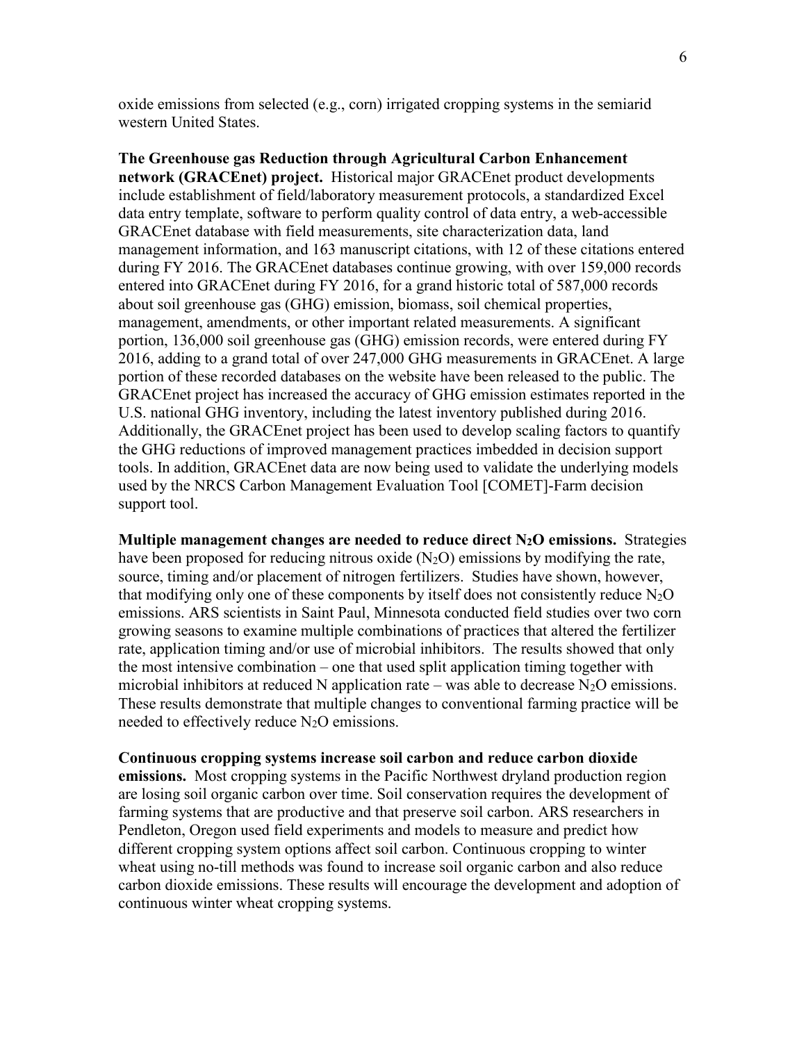oxide emissions from selected (e.g., corn) irrigated cropping systems in the semiarid western United States.

**The Greenhouse gas Reduction through Agricultural Carbon Enhancement network (GRACEnet) project.** Historical major GRACEnet product developments include establishment of field/laboratory measurement protocols, a standardized Excel data entry template, software to perform quality control of data entry, a web-accessible GRACEnet database with field measurements, site characterization data, land management information, and 163 manuscript citations, with 12 of these citations entered during FY 2016. The GRACEnet databases continue growing, with over 159,000 records entered into GRACEnet during FY 2016, for a grand historic total of 587,000 records about soil greenhouse gas (GHG) emission, biomass, soil chemical properties, management, amendments, or other important related measurements. A significant portion, 136,000 soil greenhouse gas (GHG) emission records, were entered during FY 2016, adding to a grand total of over 247,000 GHG measurements in GRACEnet. A large portion of these recorded databases on the website have been released to the public. The GRACEnet project has increased the accuracy of GHG emission estimates reported in the U.S. national GHG inventory, including the latest inventory published during 2016. Additionally, the GRACEnet project has been used to develop scaling factors to quantify the GHG reductions of improved management practices imbedded in decision support tools. In addition, GRACEnet data are now being used to validate the underlying models used by the NRCS Carbon Management Evaluation Tool [COMET]-Farm decision support tool.

**Multiple management changes are needed to reduce direct $N_2O$ emissions.** Strategies have been proposed for reducing nitrous oxide ($N_2O$) emissions by modifying the rate, source, timing and/or placement of nitrogen fertilizers. Studies have shown, however, that modifying only one of these components by itself does not consistently reduce $N_2O$ emissions. ARS scientists in Saint Paul, Minnesota conducted field studies over two corn growing seasons to examine multiple combinations of practices that altered the fertilizer rate, application timing and/or use of microbial inhibitors. The results showed that only the most intensive combination – one that used split application timing together with microbial inhibitors at reduced N application rate – was able to decrease $N_2O$ emissions. These results demonstrate that multiple changes to conventional farming practice will be needed to effectively reduce $N_2O$ emissions.

**Continuous cropping systems increase soil carbon and reduce carbon dioxide emissions.** Most cropping systems in the Pacific Northwest dryland production region are losing soil organic carbon over time. Soil conservation requires the development of farming systems that are productive and that preserve soil carbon. ARS researchers in Pendleton, Oregon used field experiments and models to measure and predict how different cropping system options affect soil carbon. Continuous cropping to winter wheat using no-till methods was found to increase soil organic carbon and also reduce carbon dioxide emissions. These results will encourage the development and adoption of continuous winter wheat cropping systems.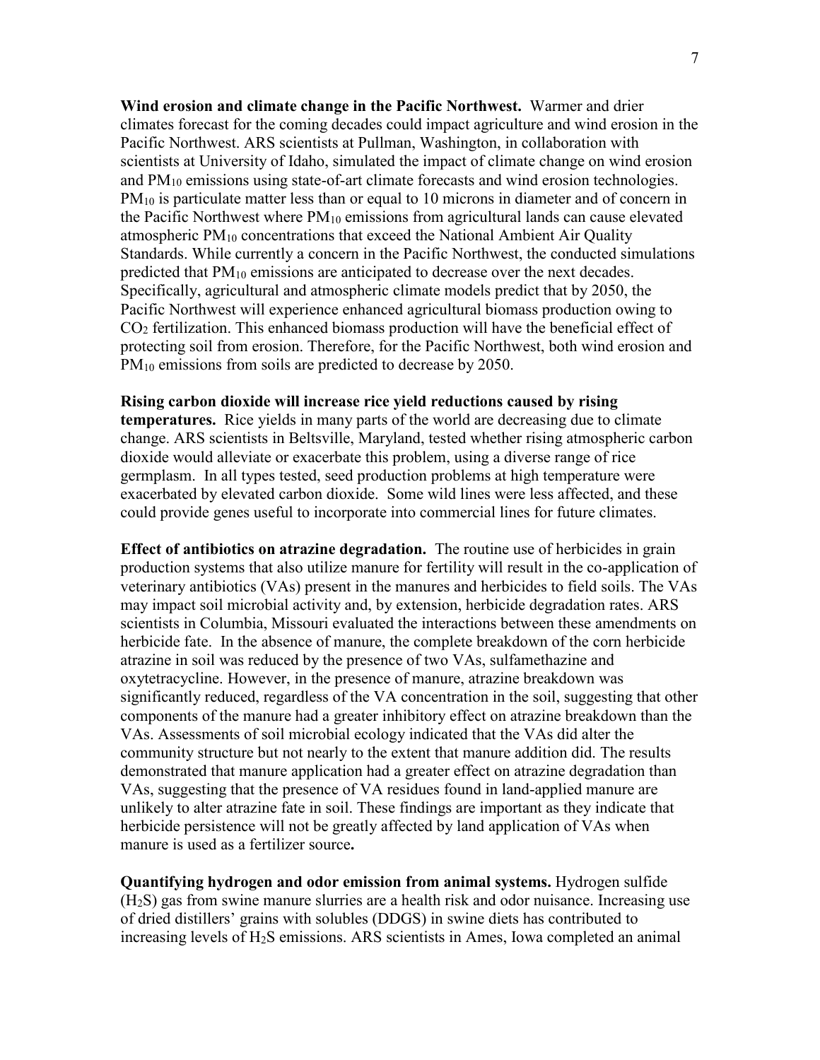**Wind erosion and climate change in the Pacific Northwest.** Warmer and drier climates forecast for the coming decades could impact agriculture and wind erosion in the Pacific Northwest. ARS scientists at Pullman, Washington, in collaboration with scientists at University of Idaho, simulated the impact of climate change on wind erosion and $PM_{10}$ emissions using state-of-art climate forecasts and wind erosion technologies. $PM_{10}$ is particulate matter less than or equal to 10 microns in diameter and of concern in the Pacific Northwest where $PM_{10}$ emissions from agricultural lands can cause elevated atmospheric $PM_{10}$ concentrations that exceed the National Ambient Air Quality Standards. While currently a concern in the Pacific Northwest, the conducted simulations predicted that $PM_{10}$ emissions are anticipated to decrease over the next decades. Specifically, agricultural and atmospheric climate models predict that by 2050, the Pacific Northwest will experience enhanced agricultural biomass production owing to $CO_2$ fertilization. This enhanced biomass production will have the beneficial effect of protecting soil from erosion. Therefore, for the Pacific Northwest, both wind erosion and $PM_{10}$ emissions from soils are predicted to decrease by 2050.

**Rising carbon dioxide will increase rice yield reductions caused by rising temperatures.** Rice yields in many parts of the world are decreasing due to climate change. ARS scientists in Beltsville, Maryland, tested whether rising atmospheric carbon dioxide would alleviate or exacerbate this problem, using a diverse range of rice germplasm. In all types tested, seed production problems at high temperature were exacerbated by elevated carbon dioxide. Some wild lines were less affected, and these could provide genes useful to incorporate into commercial lines for future climates.

**Effect of antibiotics on atrazine degradation.** The routine use of herbicides in grain production systems that also utilize manure for fertility will result in the co-application of veterinary antibiotics (VAs) present in the manures and herbicides to field soils. The VAs may impact soil microbial activity and, by extension, herbicide degradation rates. ARS scientists in Columbia, Missouri evaluated the interactions between these amendments on herbicide fate. In the absence of manure, the complete breakdown of the corn herbicide atrazine in soil was reduced by the presence of two VAs, sulfamethazine and oxytetracycline. However, in the presence of manure, atrazine breakdown was significantly reduced, regardless of the VA concentration in the soil, suggesting that other components of the manure had a greater inhibitory effect on atrazine breakdown than the VAs. Assessments of soil microbial ecology indicated that the VAs did alter the community structure but not nearly to the extent that manure addition did. The results demonstrated that manure application had a greater effect on atrazine degradation than VAs, suggesting that the presence of VA residues found in land-applied manure are unlikely to alter atrazine fate in soil. These findings are important as they indicate that herbicide persistence will not be greatly affected by land application of VAs when manure is used as a fertilizer source**.**

**Quantifying hydrogen and odor emission from animal systems.** Hydrogen sulfide ($H_2S$) gas from swine manure slurries are a health risk and odor nuisance. Increasing use of dried distillers' grains with solubles (DDGS) in swine diets has contributed to increasing levels of $H_2S$ emissions. ARS scientists in Ames, Iowa completed an animal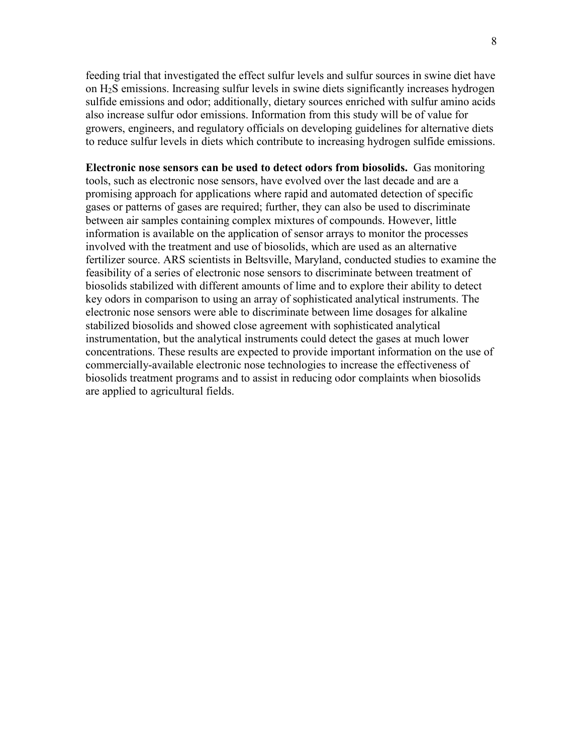feeding trial that investigated the effect sulfur levels and sulfur sources in swine diet have on $H_2S$ emissions. Increasing sulfur levels in swine diets significantly increases hydrogen sulfide emissions and odor; additionally, dietary sources enriched with sulfur amino acids also increase sulfur odor emissions. Information from this study will be of value for growers, engineers, and regulatory officials on developing guidelines for alternative diets to reduce sulfur levels in diets which contribute to increasing hydrogen sulfide emissions.

**Electronic nose sensors can be used to detect odors from biosolids.** Gas monitoring tools, such as electronic nose sensors, have evolved over the last decade and are a promising approach for applications where rapid and automated detection of specific gases or patterns of gases are required; further, they can also be used to discriminate between air samples containing complex mixtures of compounds. However, little information is available on the application of sensor arrays to monitor the processes involved with the treatment and use of biosolids, which are used as an alternative fertilizer source. ARS scientists in Beltsville, Maryland, conducted studies to examine the feasibility of a series of electronic nose sensors to discriminate between treatment of biosolids stabilized with different amounts of lime and to explore their ability to detect key odors in comparison to using an array of sophisticated analytical instruments. The electronic nose sensors were able to discriminate between lime dosages for alkaline stabilized biosolids and showed close agreement with sophisticated analytical instrumentation, but the analytical instruments could detect the gases at much lower concentrations. These results are expected to provide important information on the use of commercially-available electronic nose technologies to increase the effectiveness of biosolids treatment programs and to assist in reducing odor complaints when biosolids are applied to agricultural fields.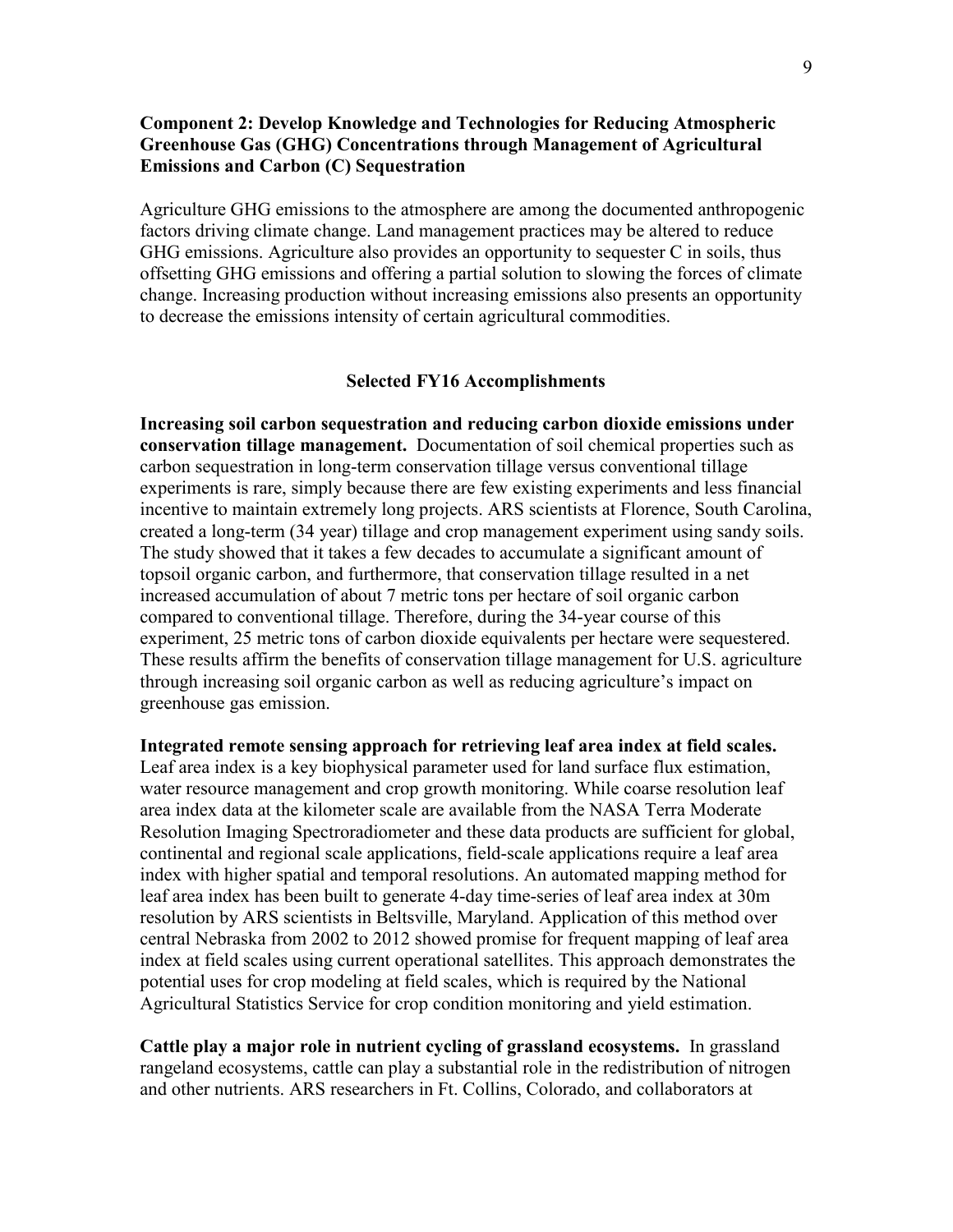### Component 2: Develop Knowledge and Technologies for Reducing Atmospheric Greenhouse Gas (GHG) Concentrations through Management of Agricultural Emissions and Carbon (C) Sequestration

Agriculture GHG emissions to the atmosphere are among the documented anthropogenic factors driving climate change. Land management practices may be altered to reduce GHG emissions. Agriculture also provides an opportunity to sequester C in soils, thus offsetting GHG emissions and offering a partial solution to slowing the forces of climate change. Increasing production without increasing emissions also presents an opportunity to decrease the emissions intensity of certain agricultural commodities.

#### Selected FY16 Accomplishments

**Increasing soil carbon sequestration and reducing carbon dioxide emissions under conservation tillage management.** Documentation of soil chemical properties such as carbon sequestration in long-term conservation tillage versus conventional tillage experiments is rare, simply because there are few existing experiments and less financial incentive to maintain extremely long projects. ARS scientists at Florence, South Carolina, created a long-term (34 year) tillage and crop management experiment using sandy soils. The study showed that it takes a few decades to accumulate a significant amount of topsoil organic carbon, and furthermore, that conservation tillage resulted in a net increased accumulation of about 7 metric tons per hectare of soil organic carbon compared to conventional tillage. Therefore, during the 34-year course of this experiment, 25 metric tons of carbon dioxide equivalents per hectare were sequestered. These results affirm the benefits of conservation tillage management for U.S. agriculture through increasing soil organic carbon as well as reducing agriculture's impact on greenhouse gas emission.

**Integrated remote sensing approach for retrieving leaf area index at field scales.** Leaf area index is a key biophysical parameter used for land surface flux estimation, water resource management and crop growth monitoring. While coarse resolution leaf area index data at the kilometer scale are available from the NASA Terra Moderate Resolution Imaging Spectroradiometer and these data products are sufficient for global, continental and regional scale applications, field-scale applications require a leaf area index with higher spatial and temporal resolutions. An automated mapping method for leaf area index has been built to generate 4-day time-series of leaf area index at 30m resolution by ARS scientists in Beltsville, Maryland. Application of this method over central Nebraska from 2002 to 2012 showed promise for frequent mapping of leaf area index at field scales using current operational satellites. This approach demonstrates the potential uses for crop modeling at field scales, which is required by the National Agricultural Statistics Service for crop condition monitoring and yield estimation.

**Cattle play a major role in nutrient cycling of grassland ecosystems.** In grassland rangeland ecosystems, cattle can play a substantial role in the redistribution of nitrogen and other nutrients. ARS researchers in Ft. Collins, Colorado, and collaborators at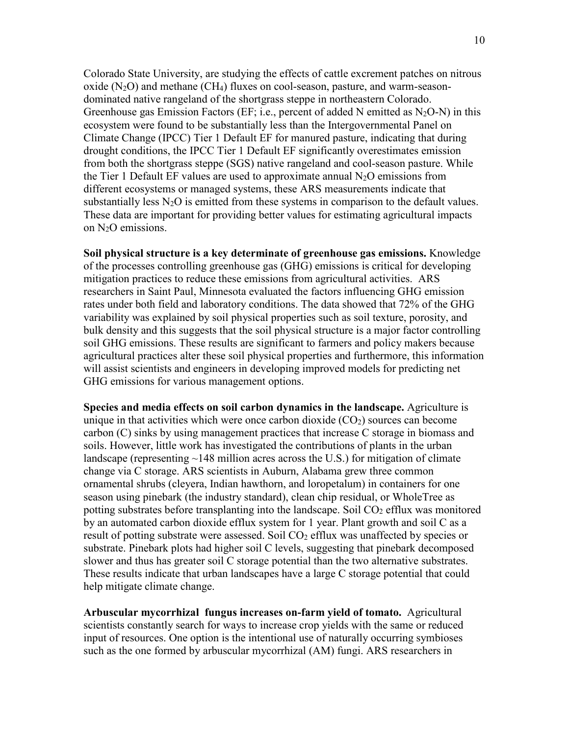Colorado State University, are studying the effects of cattle excrement patches on nitrous oxide ($N_2O$) and methane ($CH_4$) fluxes on cool-season, pasture, and warm-season-dominated native rangeland of the shortgrass steppe in northeastern Colorado. Greenhouse gas Emission Factors (EF; i.e., percent of added N emitted as $N_2O$-N) in this ecosystem were found to be substantially less than the Intergovernmental Panel on Climate Change (IPCC) Tier 1 Default EF for manured pasture, indicating that during drought conditions, the IPCC Tier 1 Default EF significantly overestimates emission from both the shortgrass steppe (SGS) native rangeland and cool-season pasture. While the Tier 1 Default EF values are used to approximate annual $N_2O$ emissions from different ecosystems or managed systems, these ARS measurements indicate that substantially less $N_2O$ is emitted from these systems in comparison to the default values. These data are important for providing better values for estimating agricultural impacts on $N_2O$ emissions.

**Soil physical structure is a key determinate of greenhouse gas emissions.** Knowledge of the processes controlling greenhouse gas (GHG) emissions is critical for developing mitigation practices to reduce these emissions from agricultural activities. ARS researchers in Saint Paul, Minnesota evaluated the factors influencing GHG emission rates under both field and laboratory conditions. The data showed that 72% of the GHG variability was explained by soil physical properties such as soil texture, porosity, and bulk density and this suggests that the soil physical structure is a major factor controlling soil GHG emissions. These results are significant to farmers and policy makers because agricultural practices alter these soil physical properties and furthermore, this information will assist scientists and engineers in developing improved models for predicting net GHG emissions for various management options.

**Species and media effects on soil carbon dynamics in the landscape.** Agriculture is unique in that activities which were once carbon dioxide ($CO_2$) sources can become carbon (C) sinks by using management practices that increase C storage in biomass and soils. However, little work has investigated the contributions of plants in the urban landscape (representing ~148 million acres across the U.S.) for mitigation of climate change via C storage. ARS scientists in Auburn, Alabama grew three common ornamental shrubs (cleyera, Indian hawthorn, and loropetalum) in containers for one season using pinebark (the industry standard), clean chip residual, or WholeTree as potting substrates before transplanting into the landscape. Soil $CO_2$ efflux was monitored by an automated carbon dioxide efflux system for 1 year. Plant growth and soil C as a result of potting substrate were assessed. Soil $CO_2$ efflux was unaffected by species or substrate. Pinebark plots had higher soil C levels, suggesting that pinebark decomposed slower and thus has greater soil C storage potential than the two alternative substrates. These results indicate that urban landscapes have a large C storage potential that could help mitigate climate change.

**Arbuscular mycorrhizal fungus increases on-farm yield of tomato.** Agricultural scientists constantly search for ways to increase crop yields with the same or reduced input of resources. One option is the intentional use of naturally occurring symbioses such as the one formed by arbuscular mycorrhizal (AM) fungi. ARS researchers in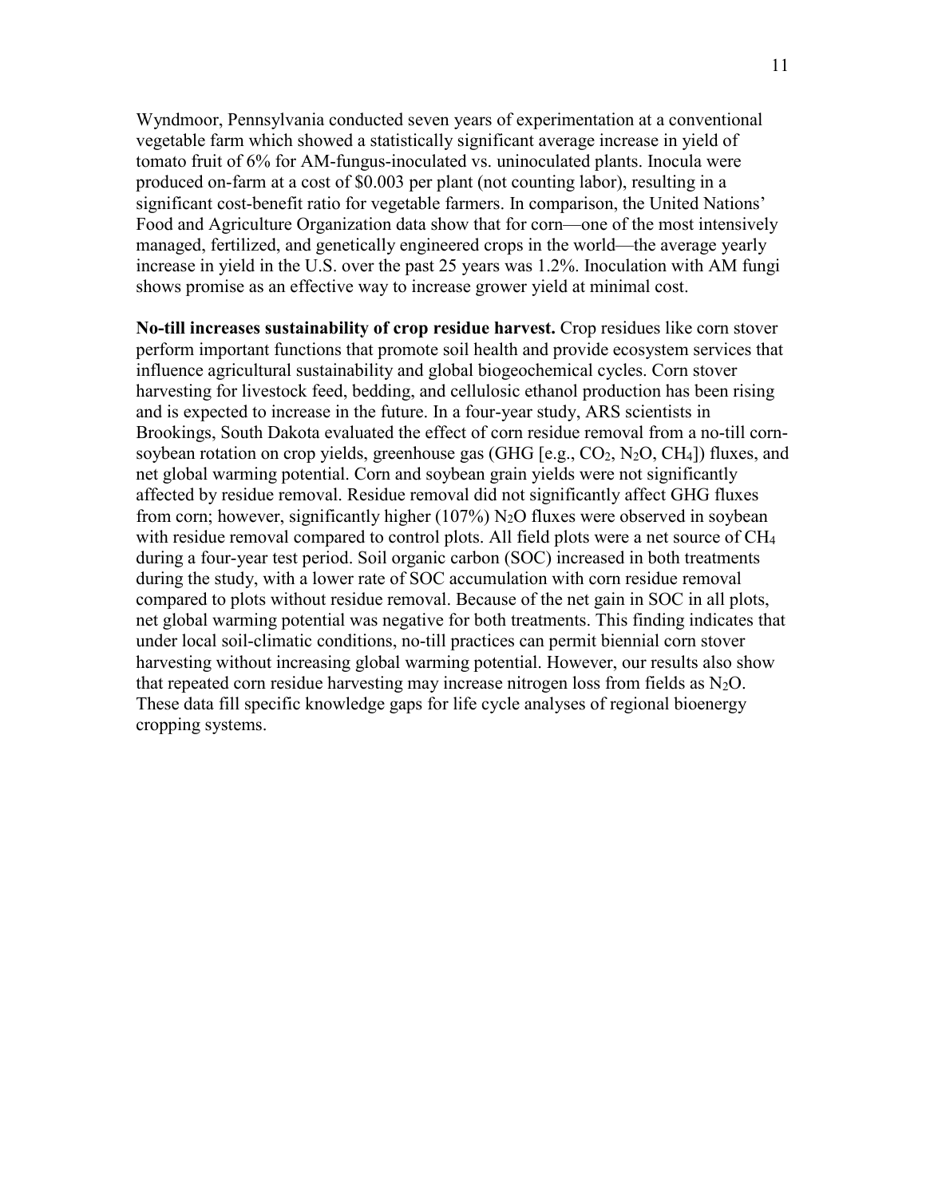Wyndmoor, Pennsylvania conducted seven years of experimentation at a conventional vegetable farm which showed a statistically significant average increase in yield of tomato fruit of 6% for AM-fungus-inoculated vs. uninoculated plants. Inocula were produced on-farm at a cost of \$0.003 per plant (not counting labor), resulting in a significant cost-benefit ratio for vegetable farmers. In comparison, the United Nations' Food and Agriculture Organization data show that for corn—one of the most intensively managed, fertilized, and genetically engineered crops in the world—the average yearly increase in yield in the U.S. over the past 25 years was 1.2%. Inoculation with AM fungi shows promise as an effective way to increase grower yield at minimal cost.

**No-till increases sustainability of crop residue harvest.** Crop residues like corn stover perform important functions that promote soil health and provide ecosystem services that influence agricultural sustainability and global biogeochemical cycles. Corn stover harvesting for livestock feed, bedding, and cellulosic ethanol production has been rising and is expected to increase in the future. In a four-year study, ARS scientists in Brookings, South Dakota evaluated the effect of corn residue removal from a no-till corn-soybean rotation on crop yields, greenhouse gas (GHG [e.g., $CO_2$, $N_2O$, $CH_4$]) fluxes, and net global warming potential. Corn and soybean grain yields were not significantly affected by residue removal. Residue removal did not significantly affect GHG fluxes from corn; however, significantly higher (107%) $N_2O$ fluxes were observed in soybean with residue removal compared to control plots. All field plots were a net source of $CH_4$ during a four-year test period. Soil organic carbon (SOC) increased in both treatments during the study, with a lower rate of SOC accumulation with corn residue removal compared to plots without residue removal. Because of the net gain in SOC in all plots, net global warming potential was negative for both treatments. This finding indicates that under local soil-climatic conditions, no-till practices can permit biennial corn stover harvesting without increasing global warming potential. However, our results also show that repeated corn residue harvesting may increase nitrogen loss from fields as $N_2O$. These data fill specific knowledge gaps for life cycle analyses of regional bioenergy cropping systems.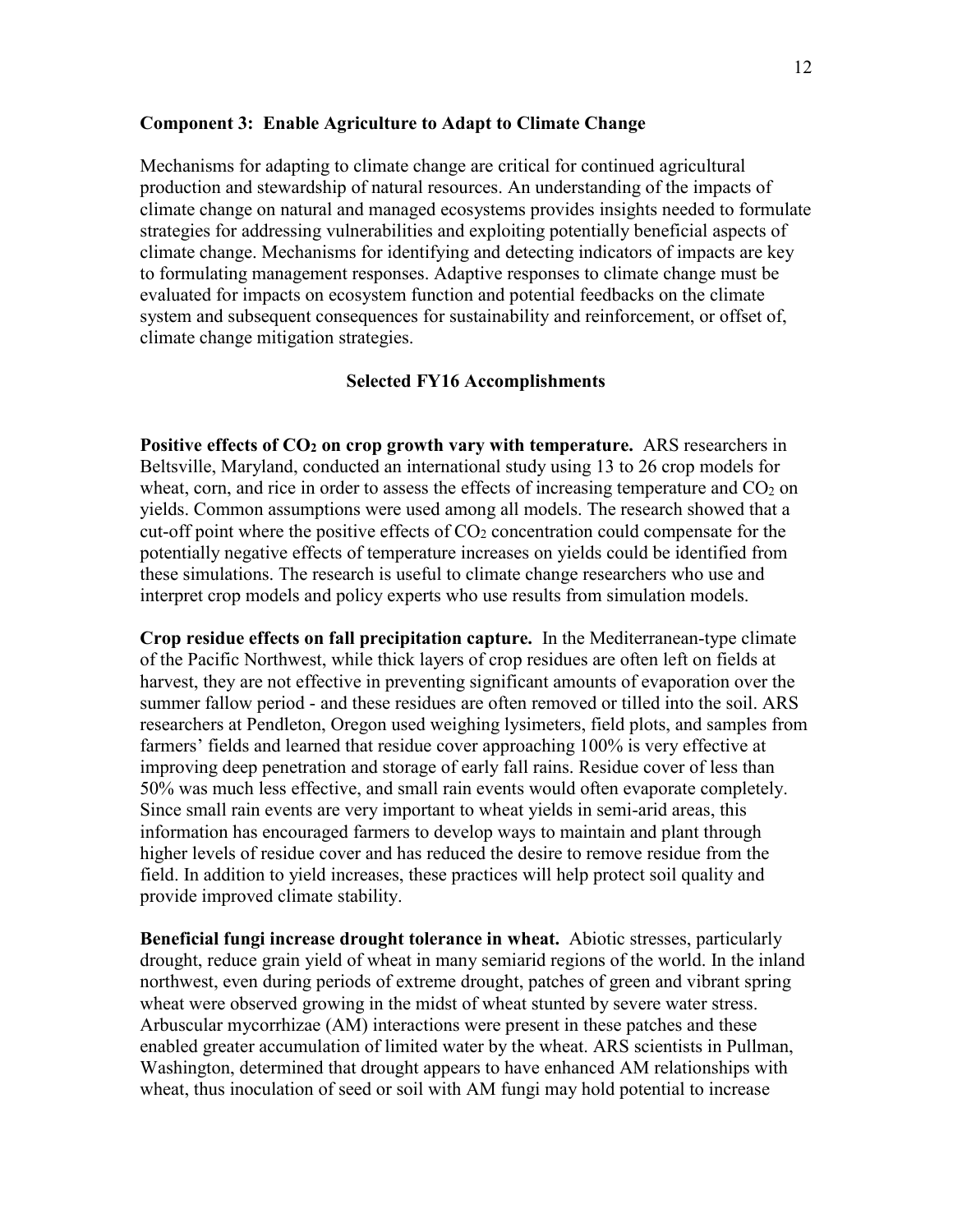### Component 3: Enable Agriculture to Adapt to Climate Change

Mechanisms for adapting to climate change are critical for continued agricultural production and stewardship of natural resources. An understanding of the impacts of climate change on natural and managed ecosystems provides insights needed to formulate strategies for addressing vulnerabilities and exploiting potentially beneficial aspects of climate change. Mechanisms for identifying and detecting indicators of impacts are key to formulating management responses. Adaptive responses to climate change must be evaluated for impacts on ecosystem function and potential feedbacks on the climate system and subsequent consequences for sustainability and reinforcement, or offset of, climate change mitigation strategies.

#### Selected FY16 Accomplishments

**Positive effects of $CO_2$ on crop growth vary with temperature.** ARS researchers in Beltsville, Maryland, conducted an international study using 13 to 26 crop models for wheat, corn, and rice in order to assess the effects of increasing temperature and $CO_2$ on yields. Common assumptions were used among all models. The research showed that a cut-off point where the positive effects of $CO_2$ concentration could compensate for the potentially negative effects of temperature increases on yields could be identified from these simulations. The research is useful to climate change researchers who use and interpret crop models and policy experts who use results from simulation models.

**Crop residue effects on fall precipitation capture.** In the Mediterranean-type climate of the Pacific Northwest, while thick layers of crop residues are often left on fields at harvest, they are not effective in preventing significant amounts of evaporation over the summer fallow period - and these residues are often removed or tilled into the soil. ARS researchers at Pendleton, Oregon used weighing lysimeters, field plots, and samples from farmers' fields and learned that residue cover approaching 100% is very effective at improving deep penetration and storage of early fall rains. Residue cover of less than 50% was much less effective, and small rain events would often evaporate completely. Since small rain events are very important to wheat yields in semi-arid areas, this information has encouraged farmers to develop ways to maintain and plant through higher levels of residue cover and has reduced the desire to remove residue from the field. In addition to yield increases, these practices will help protect soil quality and provide improved climate stability.

**Beneficial fungi increase drought tolerance in wheat.** Abiotic stresses, particularly drought, reduce grain yield of wheat in many semiarid regions of the world. In the inland northwest, even during periods of extreme drought, patches of green and vibrant spring wheat were observed growing in the midst of wheat stunted by severe water stress. Arbuscular mycorrhizae (AM) interactions were present in these patches and these enabled greater accumulation of limited water by the wheat. ARS scientists in Pullman, Washington, determined that drought appears to have enhanced AM relationships with wheat, thus inoculation of seed or soil with AM fungi may hold potential to increase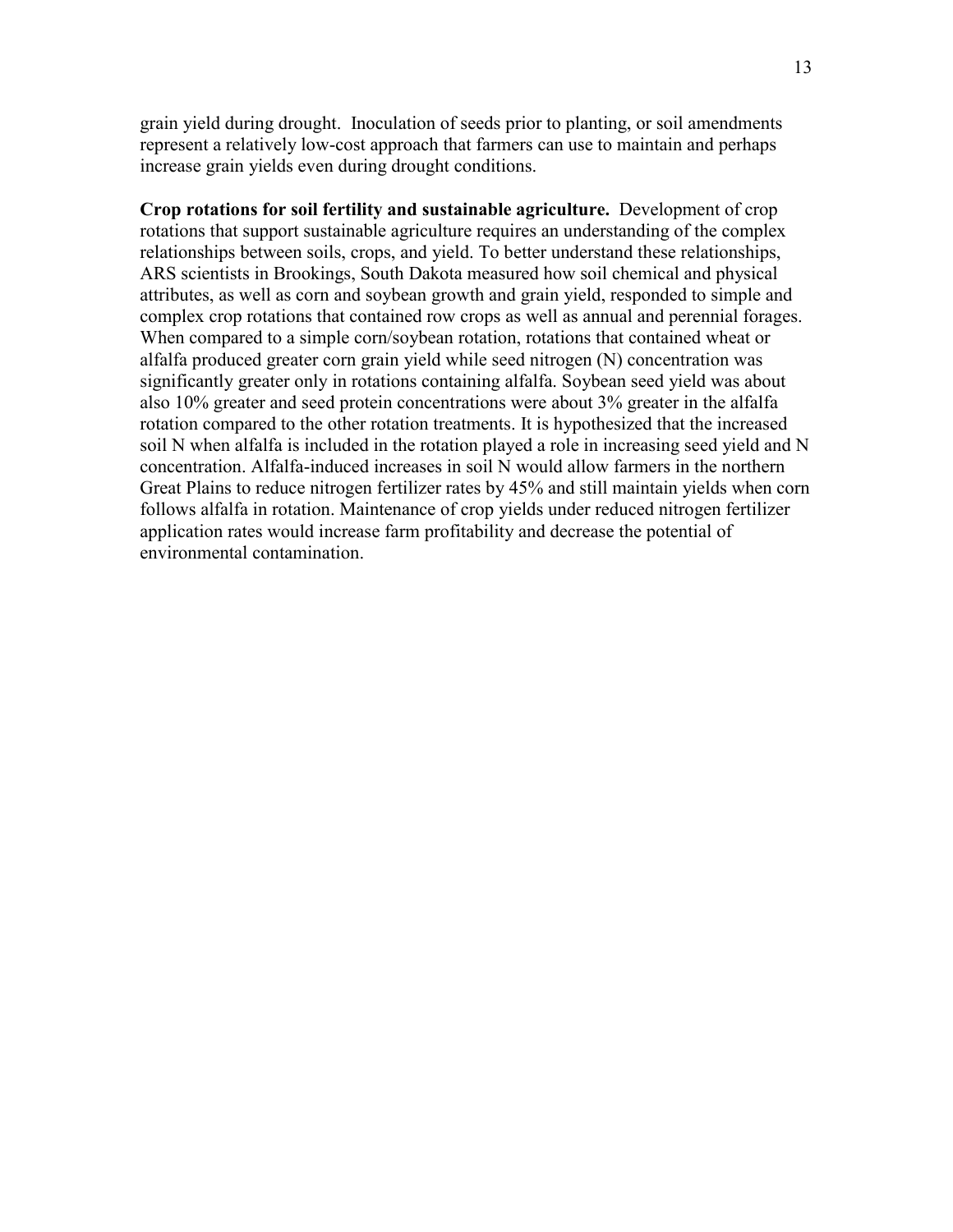grain yield during drought. Inoculation of seeds prior to planting, or soil amendments represent a relatively low-cost approach that farmers can use to maintain and perhaps increase grain yields even during drought conditions.

**Crop rotations for soil fertility and sustainable agriculture.** Development of crop rotations that support sustainable agriculture requires an understanding of the complex relationships between soils, crops, and yield. To better understand these relationships, ARS scientists in Brookings, South Dakota measured how soil chemical and physical attributes, as well as corn and soybean growth and grain yield, responded to simple and complex crop rotations that contained row crops as well as annual and perennial forages. When compared to a simple corn/soybean rotation, rotations that contained wheat or alfalfa produced greater corn grain yield while seed nitrogen (N) concentration was significantly greater only in rotations containing alfalfa. Soybean seed yield was about also 10% greater and seed protein concentrations were about 3% greater in the alfalfa rotation compared to the other rotation treatments. It is hypothesized that the increased soil N when alfalfa is included in the rotation played a role in increasing seed yield and N concentration. Alfalfa-induced increases in soil N would allow farmers in the northern Great Plains to reduce nitrogen fertilizer rates by 45% and still maintain yields when corn follows alfalfa in rotation. Maintenance of crop yields under reduced nitrogen fertilizer application rates would increase farm profitability and decrease the potential of environmental contamination.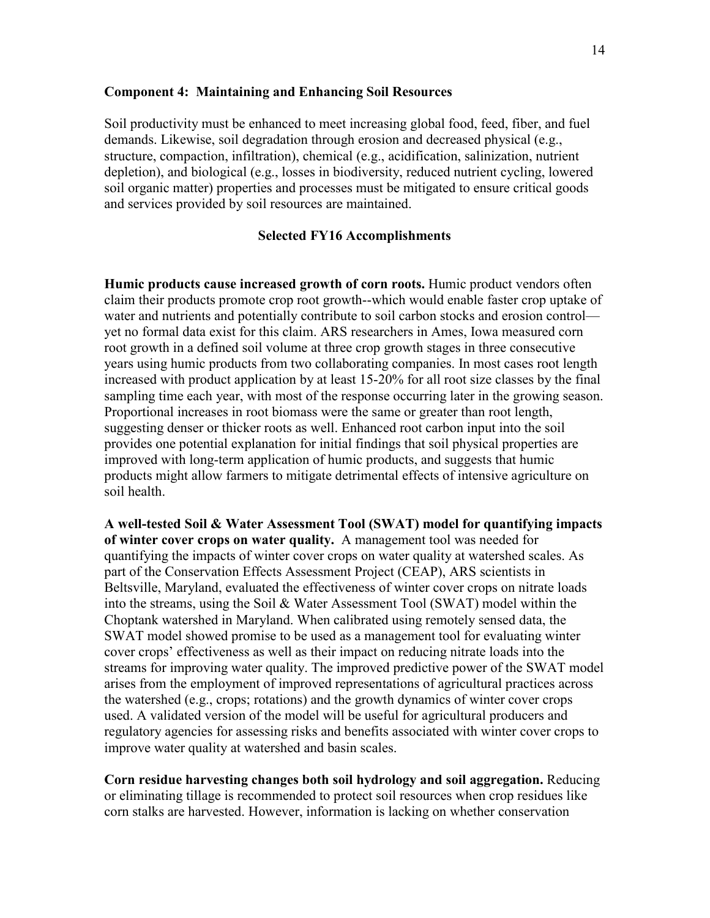## Component 4: Maintaining and Enhancing Soil Resources

Soil productivity must be enhanced to meet increasing global food, feed, fiber, and fuel demands. Likewise, soil degradation through erosion and decreased physical (e.g., structure, compaction, infiltration), chemical (e.g., acidification, salinization, nutrient depletion), and biological (e.g., losses in biodiversity, reduced nutrient cycling, lowered soil organic matter) properties and processes must be mitigated to ensure critical goods and services provided by soil resources are maintained.

### Selected FY16 Accomplishments

**Humic products cause increased growth of corn roots.** Humic product vendors often claim their products promote crop root growth--which would enable faster crop uptake of water and nutrients and potentially contribute to soil carbon stocks and erosion control—yet no formal data exist for this claim. ARS researchers in Ames, Iowa measured corn root growth in a defined soil volume at three crop growth stages in three consecutive years using humic products from two collaborating companies. In most cases root length increased with product application by at least 15-20% for all root size classes by the final sampling time each year, with most of the response occurring later in the growing season. Proportional increases in root biomass were the same or greater than root length, suggesting denser or thicker roots as well. Enhanced root carbon input into the soil provides one potential explanation for initial findings that soil physical properties are improved with long-term application of humic products, and suggests that humic products might allow farmers to mitigate detrimental effects of intensive agriculture on soil health.

**A well-tested Soil & Water Assessment Tool (SWAT) model for quantifying impacts of winter cover crops on water quality.** A management tool was needed for quantifying the impacts of winter cover crops on water quality at watershed scales. As part of the Conservation Effects Assessment Project (CEAP), ARS scientists in Beltsville, Maryland, evaluated the effectiveness of winter cover crops on nitrate loads into the streams, using the Soil & Water Assessment Tool (SWAT) model within the Choptank watershed in Maryland. When calibrated using remotely sensed data, the SWAT model showed promise to be used as a management tool for evaluating winter cover crops' effectiveness as well as their impact on reducing nitrate loads into the streams for improving water quality. The improved predictive power of the SWAT model arises from the employment of improved representations of agricultural practices across the watershed (e.g., crops; rotations) and the growth dynamics of winter cover crops used. A validated version of the model will be useful for agricultural producers and regulatory agencies for assessing risks and benefits associated with winter cover crops to improve water quality at watershed and basin scales.

**Corn residue harvesting changes both soil hydrology and soil aggregation.** Reducing or eliminating tillage is recommended to protect soil resources when crop residues like corn stalks are harvested. However, information is lacking on whether conservation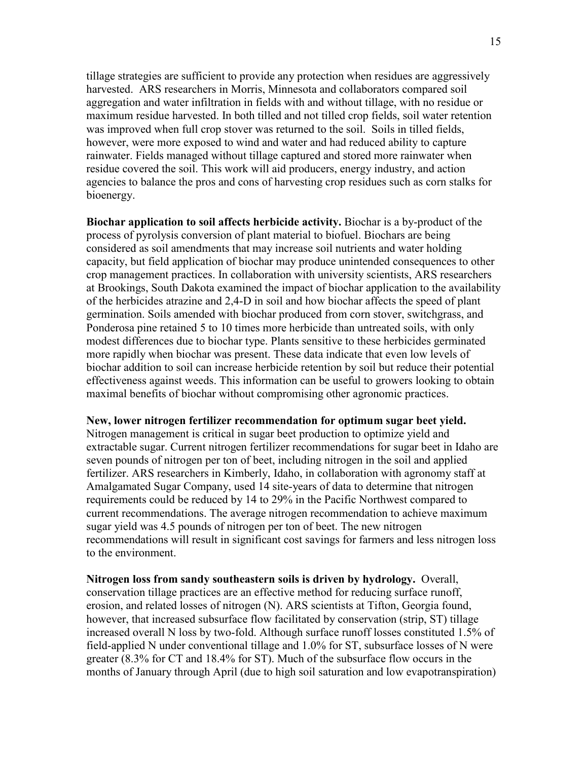tillage strategies are sufficient to provide any protection when residues are aggressively harvested. ARS researchers in Morris, Minnesota and collaborators compared soil aggregation and water infiltration in fields with and without tillage, with no residue or maximum residue harvested. In both tilled and not tilled crop fields, soil water retention was improved when full crop stover was returned to the soil. Soils in tilled fields, however, were more exposed to wind and water and had reduced ability to capture rainwater. Fields managed without tillage captured and stored more rainwater when residue covered the soil. This work will aid producers, energy industry, and action agencies to balance the pros and cons of harvesting crop residues such as corn stalks for bioenergy.

**Biochar application to soil affects herbicide activity.** Biochar is a by-product of the process of pyrolysis conversion of plant material to biofuel. Biochars are being considered as soil amendments that may increase soil nutrients and water holding capacity, but field application of biochar may produce unintended consequences to other crop management practices. In collaboration with university scientists, ARS researchers at Brookings, South Dakota examined the impact of biochar application to the availability of the herbicides atrazine and 2,4-D in soil and how biochar affects the speed of plant germination. Soils amended with biochar produced from corn stover, switchgrass, and Ponderosa pine retained 5 to 10 times more herbicide than untreated soils, with only modest differences due to biochar type. Plants sensitive to these herbicides germinated more rapidly when biochar was present. These data indicate that even low levels of biochar addition to soil can increase herbicide retention by soil but reduce their potential effectiveness against weeds. This information can be useful to growers looking to obtain maximal benefits of biochar without compromising other agronomic practices.

**New, lower nitrogen fertilizer recommendation for optimum sugar beet yield.** Nitrogen management is critical in sugar beet production to optimize yield and extractable sugar. Current nitrogen fertilizer recommendations for sugar beet in Idaho are seven pounds of nitrogen per ton of beet, including nitrogen in the soil and applied fertilizer. ARS researchers in Kimberly, Idaho, in collaboration with agronomy staff at Amalgamated Sugar Company, used 14 site-years of data to determine that nitrogen requirements could be reduced by 14 to 29% in the Pacific Northwest compared to current recommendations. The average nitrogen recommendation to achieve maximum sugar yield was 4.5 pounds of nitrogen per ton of beet. The new nitrogen recommendations will result in significant cost savings for farmers and less nitrogen loss to the environment.

**Nitrogen loss from sandy southeastern soils is driven by hydrology.** Overall, conservation tillage practices are an effective method for reducing surface runoff, erosion, and related losses of nitrogen (N). ARS scientists at Tifton, Georgia found, however, that increased subsurface flow facilitated by conservation (strip, ST) tillage increased overall N loss by two-fold. Although surface runoff losses constituted 1.5% of field-applied N under conventional tillage and 1.0% for ST, subsurface losses of N were greater (8.3% for CT and 18.4% for ST). Much of the subsurface flow occurs in the months of January through April (due to high soil saturation and low evapotranspiration)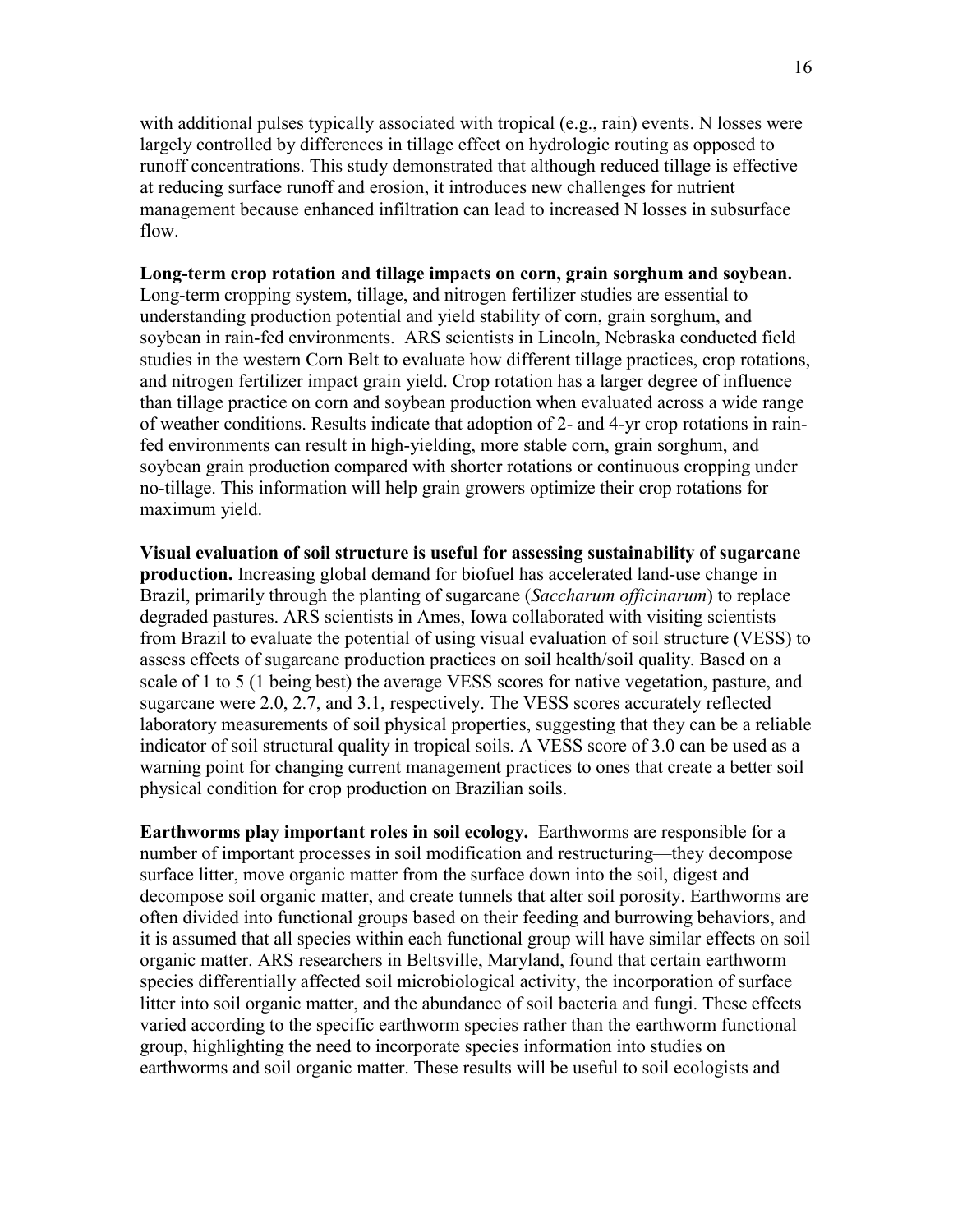with additional pulses typically associated with tropical (e.g., rain) events. N losses were largely controlled by differences in tillage effect on hydrologic routing as opposed to runoff concentrations. This study demonstrated that although reduced tillage is effective at reducing surface runoff and erosion, it introduces new challenges for nutrient management because enhanced infiltration can lead to increased N losses in subsurface flow.

**Long-term crop rotation and tillage impacts on corn, grain sorghum and soybean.** Long-term cropping system, tillage, and nitrogen fertilizer studies are essential to understanding production potential and yield stability of corn, grain sorghum, and soybean in rain-fed environments. ARS scientists in Lincoln, Nebraska conducted field studies in the western Corn Belt to evaluate how different tillage practices, crop rotations, and nitrogen fertilizer impact grain yield. Crop rotation has a larger degree of influence than tillage practice on corn and soybean production when evaluated across a wide range of weather conditions. Results indicate that adoption of 2- and 4-yr crop rotations in rain-fed environments can result in high-yielding, more stable corn, grain sorghum, and soybean grain production compared with shorter rotations or continuous cropping under no-tillage. This information will help grain growers optimize their crop rotations for maximum yield.

**Visual evaluation of soil structure is useful for assessing sustainability of sugarcane production.** Increasing global demand for biofuel has accelerated land-use change in Brazil, primarily through the planting of sugarcane (*Saccharum officinarum*) to replace degraded pastures. ARS scientists in Ames, Iowa collaborated with visiting scientists from Brazil to evaluate the potential of using visual evaluation of soil structure (VESS) to assess effects of sugarcane production practices on soil health/soil quality. Based on a scale of 1 to 5 (1 being best) the average VESS scores for native vegetation, pasture, and sugarcane were 2.0, 2.7, and 3.1, respectively. The VESS scores accurately reflected laboratory measurements of soil physical properties, suggesting that they can be a reliable indicator of soil structural quality in tropical soils. A VESS score of 3.0 can be used as a warning point for changing current management practices to ones that create a better soil physical condition for crop production on Brazilian soils.

**Earthworms play important roles in soil ecology.** Earthworms are responsible for a number of important processes in soil modification and restructuring—they decompose surface litter, move organic matter from the surface down into the soil, digest and decompose soil organic matter, and create tunnels that alter soil porosity. Earthworms are often divided into functional groups based on their feeding and burrowing behaviors, and it is assumed that all species within each functional group will have similar effects on soil organic matter. ARS researchers in Beltsville, Maryland, found that certain earthworm species differentially affected soil microbiological activity, the incorporation of surface litter into soil organic matter, and the abundance of soil bacteria and fungi. These effects varied according to the specific earthworm species rather than the earthworm functional group, highlighting the need to incorporate species information into studies on earthworms and soil organic matter. These results will be useful to soil ecologists and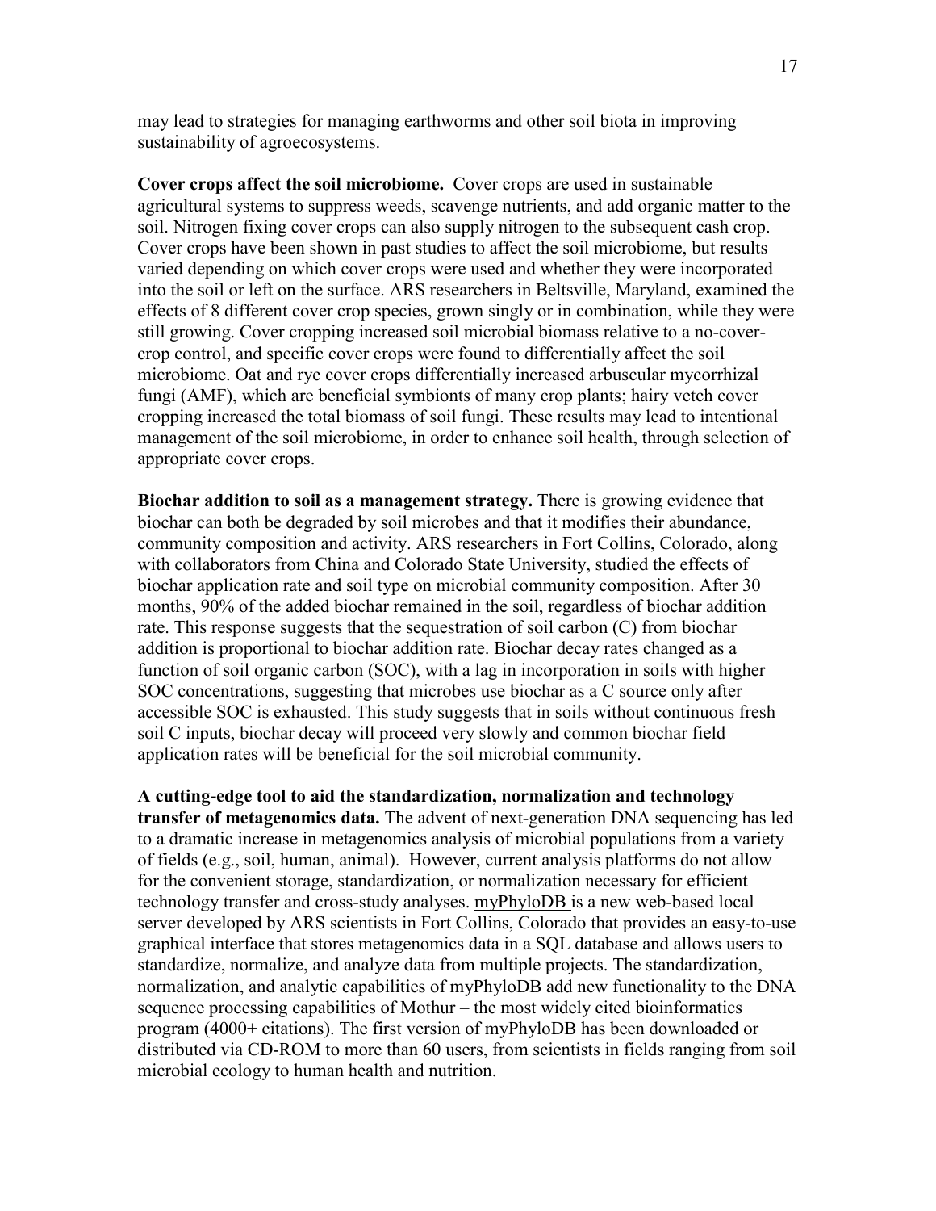may lead to strategies for managing earthworms and other soil biota in improving sustainability of agroecosystems.

**Cover crops affect the soil microbiome.** Cover crops are used in sustainable agricultural systems to suppress weeds, scavenge nutrients, and add organic matter to the soil. Nitrogen fixing cover crops can also supply nitrogen to the subsequent cash crop. Cover crops have been shown in past studies to affect the soil microbiome, but results varied depending on which cover crops were used and whether they were incorporated into the soil or left on the surface. ARS researchers in Beltsville, Maryland, examined the effects of 8 different cover crop species, grown singly or in combination, while they were still growing. Cover cropping increased soil microbial biomass relative to a no-cover-crop control, and specific cover crops were found to differentially affect the soil microbiome. Oat and rye cover crops differentially increased arbuscular mycorrhizal fungi (AMF), which are beneficial symbionts of many crop plants; hairy vetch cover cropping increased the total biomass of soil fungi. These results may lead to intentional management of the soil microbiome, in order to enhance soil health, through selection of appropriate cover crops.

**Biochar addition to soil as a management strategy.** There is growing evidence that biochar can both be degraded by soil microbes and that it modifies their abundance, community composition and activity. ARS researchers in Fort Collins, Colorado, along with collaborators from China and Colorado State University, studied the effects of biochar application rate and soil type on microbial community composition. After 30 months, 90% of the added biochar remained in the soil, regardless of biochar addition rate. This response suggests that the sequestration of soil carbon (C) from biochar addition is proportional to biochar addition rate. Biochar decay rates changed as a function of soil organic carbon (SOC), with a lag in incorporation in soils with higher SOC concentrations, suggesting that microbes use biochar as a C source only after accessible SOC is exhausted. This study suggests that in soils without continuous fresh soil C inputs, biochar decay will proceed very slowly and common biochar field application rates will be beneficial for the soil microbial community.

**A cutting-edge tool to aid the standardization, normalization and technology transfer of metagenomics data.** The advent of next-generation DNA sequencing has led to a dramatic increase in metagenomics analysis of microbial populations from a variety of fields (e.g., soil, human, animal). However, current analysis platforms do not allow for the convenient storage, standardization, or normalization necessary for efficient technology transfer and cross-study analyses. myPhyloDB is a new web-based local server developed by ARS scientists in Fort Collins, Colorado that provides an easy-to-use graphical interface that stores metagenomics data in a SQL database and allows users to standardize, normalize, and analyze data from multiple projects. The standardization, normalization, and analytic capabilities of myPhyloDB add new functionality to the DNA sequence processing capabilities of Mothur – the most widely cited bioinformatics program (4000+ citations). The first version of myPhyloDB has been downloaded or distributed via CD-ROM to more than 60 users, from scientists in fields ranging from soil microbial ecology to human health and nutrition.